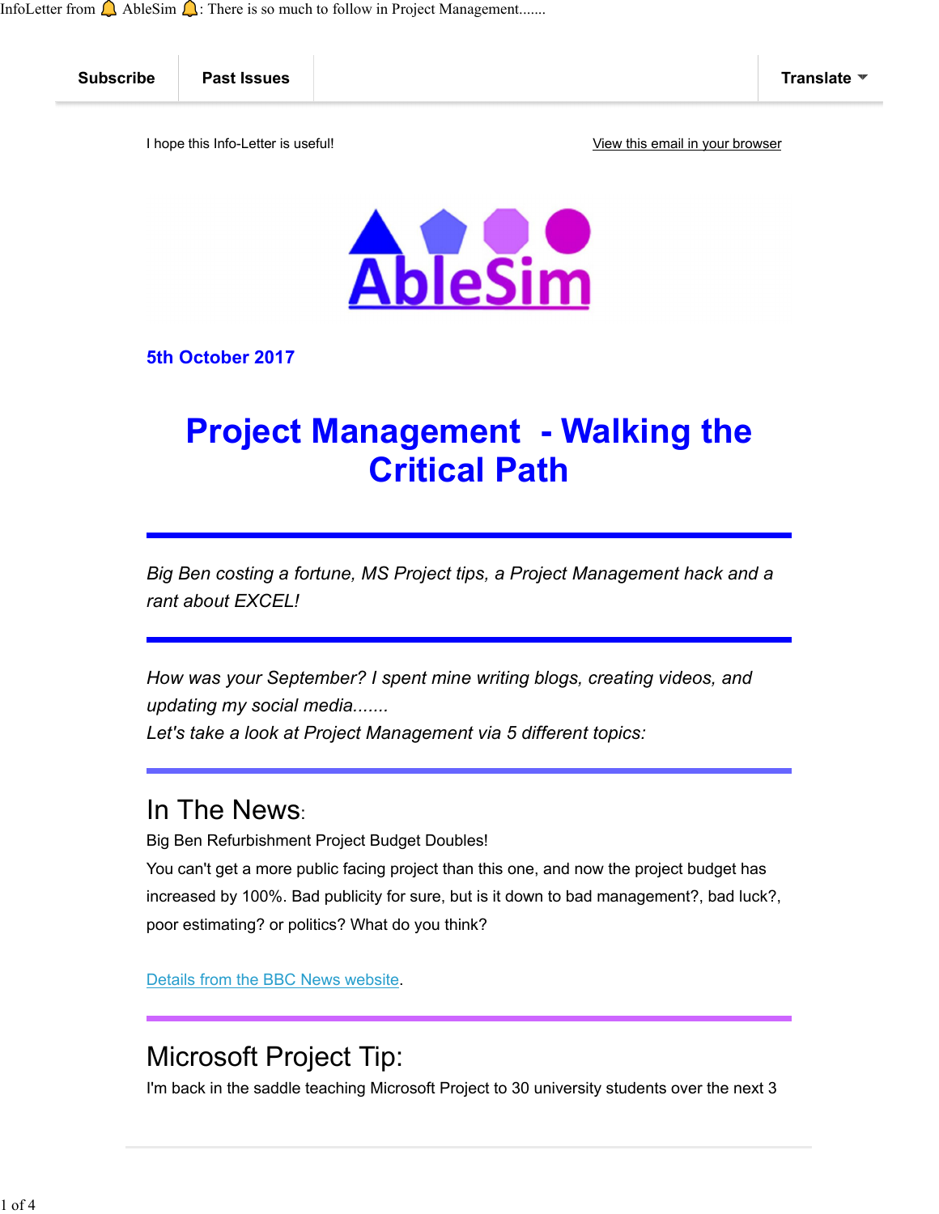Subscribe | Past Issues | Translate

I hope this Info-Letter is useful!

View this email in your browser

AbleSim

**5th October 2017**

# Project Management - Walking the Critical Path

*Big Ben costing a fortune, MS Project tips, a Project Management hack and a rant about EXCEL!*

*How was your September? I spent mine writing blogs, creating videos, and updating my social media.......*
*Let's take a look at Project Management via 5 different topics:*

## In The News:

Big Ben Refurbishment Project Budget Doubles!

You can't get a more public facing project than this one, and now the project budget has increased by 100%. Bad publicity for sure, but is it down to bad management?, bad luck?, poor estimating? or politics? What do you think?

Details from the BBC News website.

## Microsoft Project Tip:

I'm back in the saddle teaching Microsoft Project to 30 university students over the next 3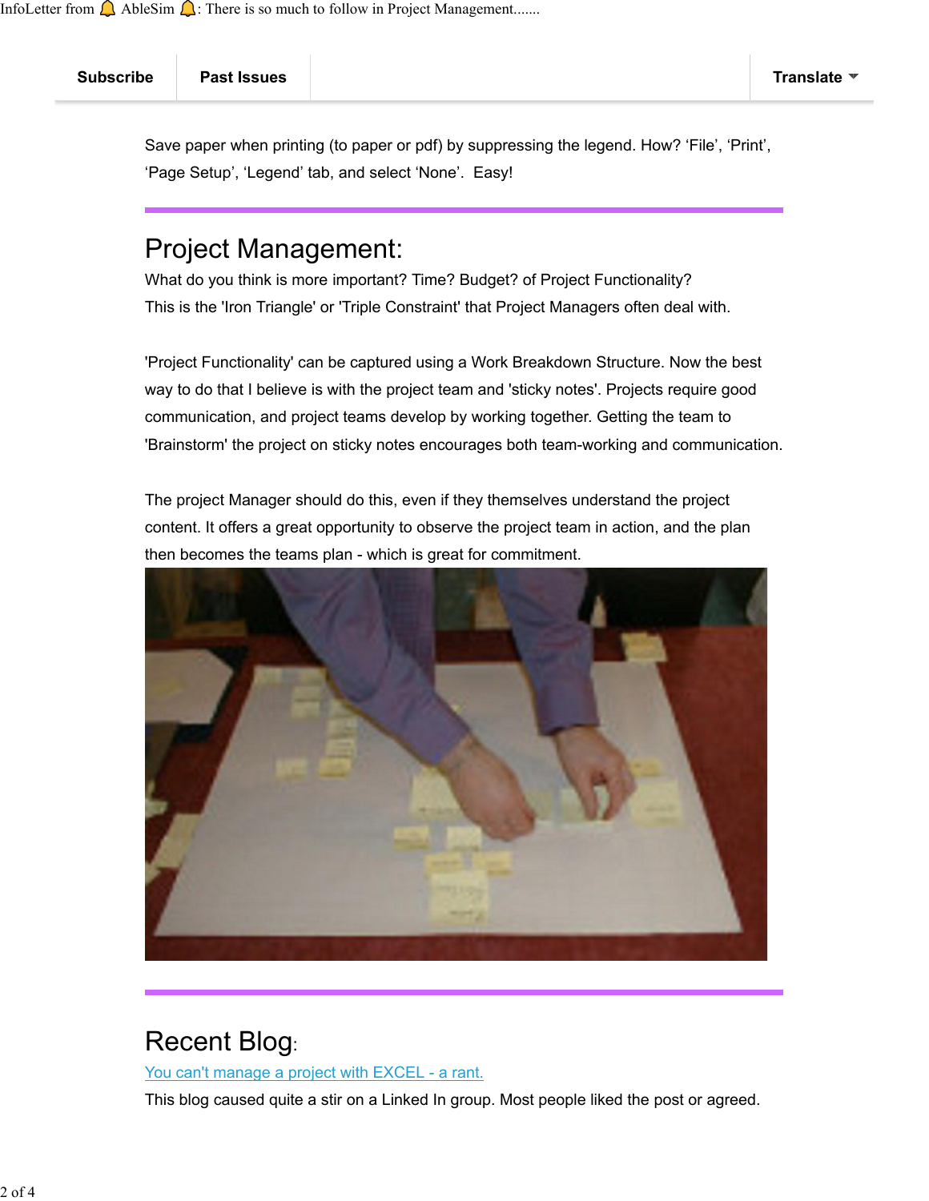Subscribe | Past Issues | Translate

Save paper when printing (to paper or pdf) by suppressing the legend. How? ‘File’, ‘Print’, ‘Page Setup’, ‘Legend’ tab, and select ‘None’.  Easy!

---

# Project Management:

What do you think is more important? Time? Budget? of Project Functionality?
This is the 'Iron Triangle' or 'Triple Constraint' that Project Managers often deal with.

'Project Functionality' can be captured using a Work Breakdown Structure. Now the best way to do that I believe is with the project team and 'sticky notes'. Projects require good communication, and project teams develop by working together. Getting the team to 'Brainstorm' the project on sticky notes encourages both team-working and communication.

The project Manager should do this, even if they themselves understand the project content. It offers a great opportunity to observe the project team in action, and the plan then becomes the teams plan - which is great for commitment.

---

# Recent Blog:

[You can't manage a project with EXCEL - a rant.]

This blog caused quite a stir on a Linked In group. Most people liked the post or agreed.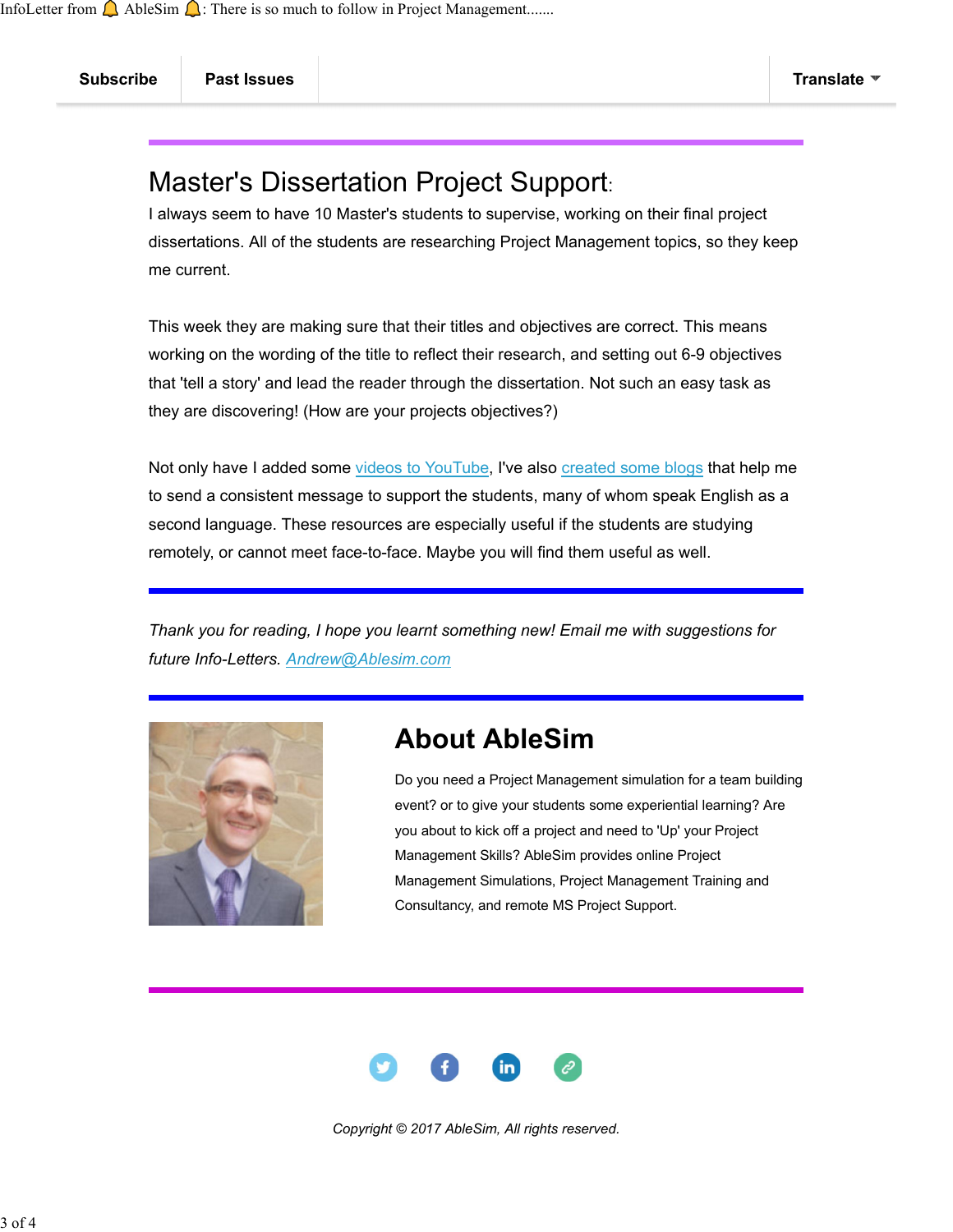Subscribe | Past Issues | Translate

## Master's Dissertation Project Support:

I always seem to have 10 Master's students to supervise, working on their final project dissertations. All of the students are researching Project Management topics, so they keep me current.

This week they are making sure that their titles and objectives are correct. This means working on the wording of the title to reflect their research, and setting out 6-9 objectives that 'tell a story' and lead the reader through the dissertation. Not such an easy task as they are discovering! (How are your projects objectives?)

Not only have I added some videos to YouTube, I've also created some blogs that help me to send a consistent message to support the students, many of whom speak English as a second language. These resources are especially useful if the students are studying remotely, or cannot meet face-to-face. Maybe you will find them useful as well.

---

*Thank you for reading, I hope you learnt something new! Email me with suggestions for future Info-Letters. Andrew@Ablesim.com*

---

## About AbleSim

Do you need a Project Management simulation for a team building event? or to give your students some experiential learning? Are you about to kick off a project and need to 'Up' your Project Management Skills? AbleSim provides online Project Management Simulations, Project Management Training and Consultancy, and remote MS Project Support.

---

*Copyright © 2017 AbleSim, All rights reserved.*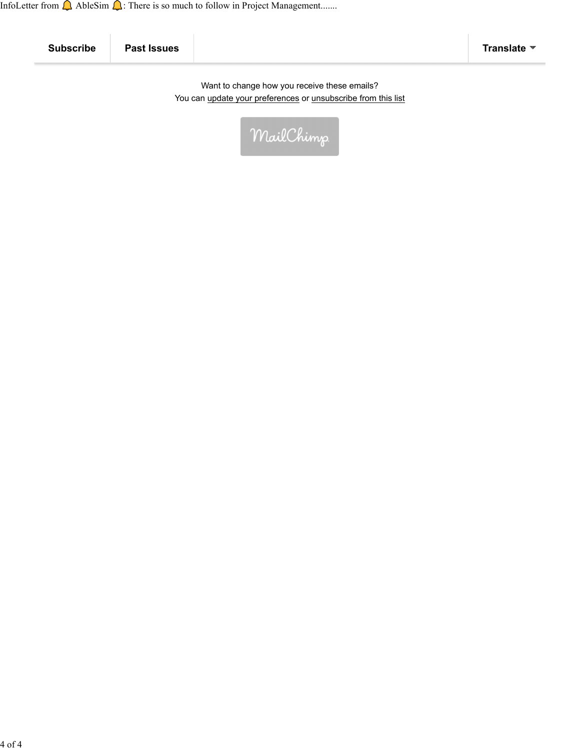Subscribe | Past Issues | Translate

Want to change how you receive these emails?
You can update your preferences or unsubscribe from this list

MailChimp